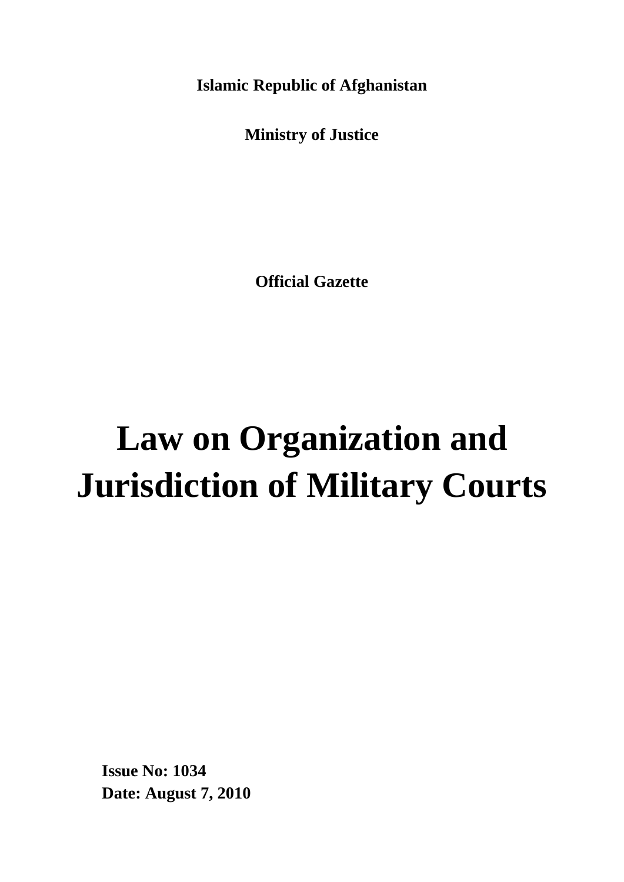**Islamic Republic of Afghanistan**

**Ministry of Justice**

**Official Gazette**

# Law on Organization and Jurisdiction of Military Courts

**Issue No: 1034**
**Date: August 7, 2010**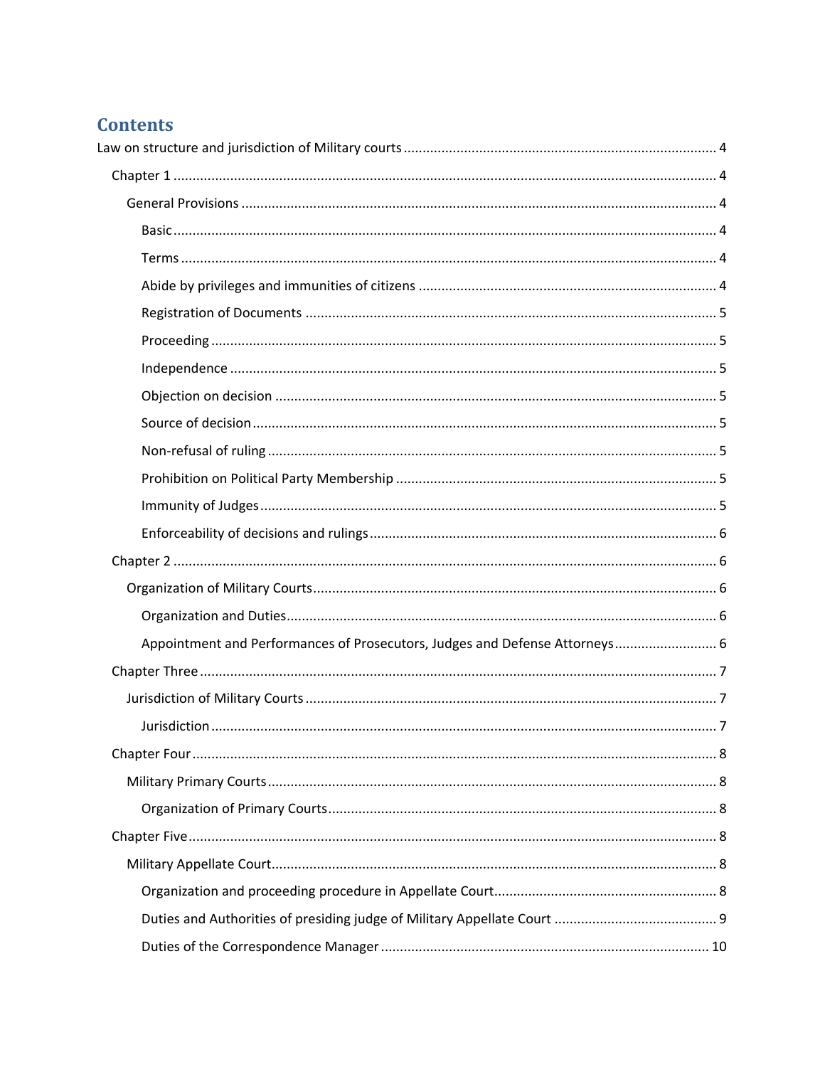# Contents

Law on structure and jurisdiction of Military courts ..... 4

- Chapter 1 ..... 4
  - General Provisions ..... 4
    - Basic ..... 4
    - Terms ..... 4
    - Abide by privileges and immunities of citizens ..... 4
    - Registration of Documents ..... 5
    - Proceeding ..... 5
    - Independence ..... 5
    - Objection on decision ..... 5
    - Source of decision ..... 5
    - Non-refusal of ruling ..... 5
    - Prohibition on Political Party Membership ..... 5
    - Immunity of Judges ..... 5
    - Enforceability of decisions and rulings ..... 6
- Chapter 2 ..... 6
  - Organization of Military Courts ..... 6
    - Organization and Duties ..... 6
    - Appointment and Performances of Prosecutors, Judges and Defense Attorneys ..... 6
- Chapter Three ..... 7
  - Jurisdiction of Military Courts ..... 7
    - Jurisdiction ..... 7
- Chapter Four ..... 8
  - Military Primary Courts ..... 8
    - Organization of Primary Courts ..... 8
- Chapter Five ..... 8
  - Military Appellate Court ..... 8
    - Organization and proceeding procedure in Appellate Court ..... 8
    - Duties and Authorities of presiding judge of Military Appellate Court ..... 9
    - Duties of the Correspondence Manager ..... 10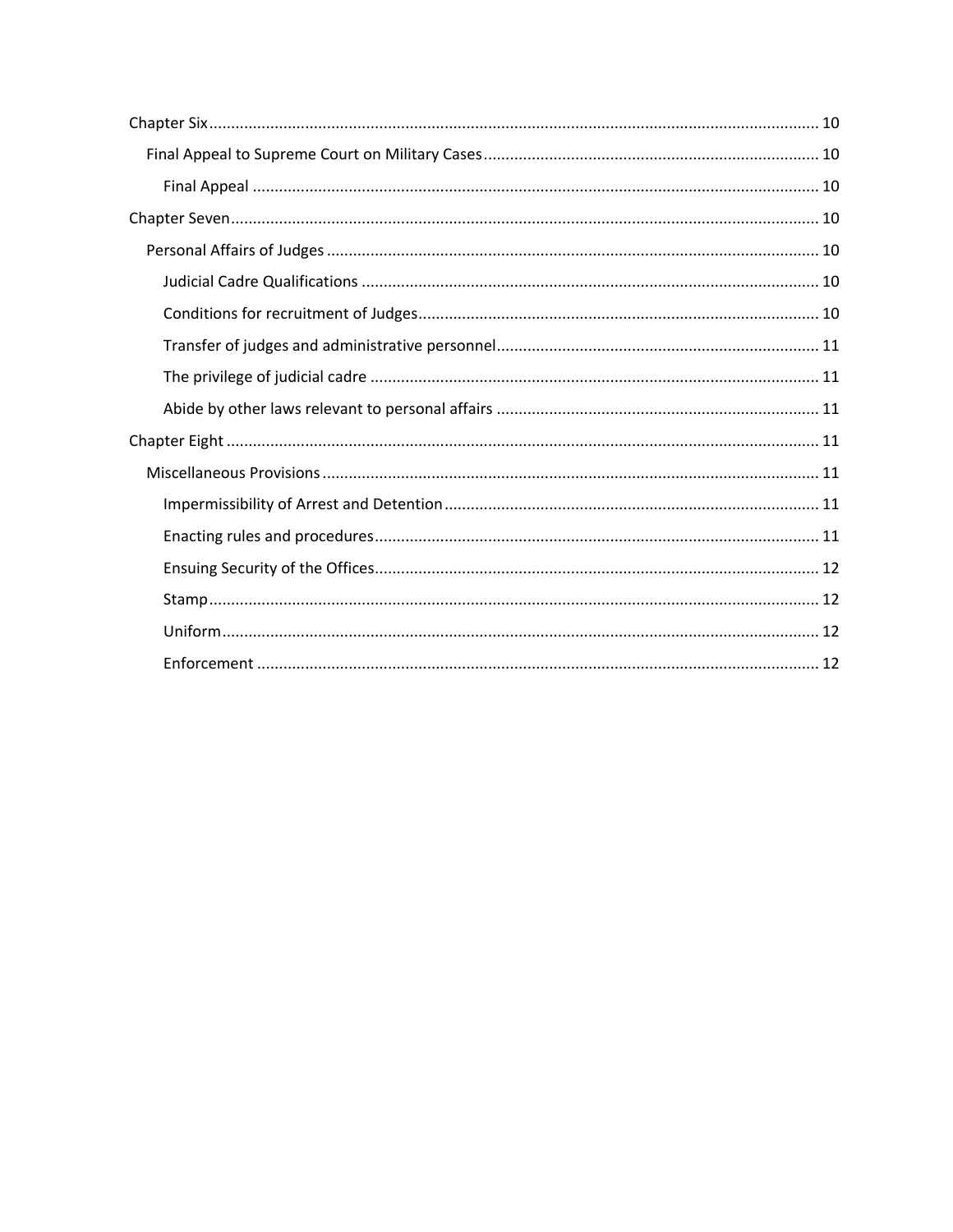- Chapter Six ... 10
  - Final Appeal to Supreme Court on Military Cases ... 10
    - Final Appeal ... 10
- Chapter Seven ... 10
  - Personal Affairs of Judges ... 10
    - Judicial Cadre Qualifications ... 10
    - Conditions for recruitment of Judges ... 10
    - Transfer of judges and administrative personnel ... 11
    - The privilege of judicial cadre ... 11
    - Abide by other laws relevant to personal affairs ... 11
- Chapter Eight ... 11
  - Miscellaneous Provisions ... 11
    - Impermissibility of Arrest and Detention ... 11
    - Enacting rules and procedures ... 11
    - Ensuing Security of the Offices ... 12
    - Stamp ... 12
    - Uniform ... 12
    - Enforcement ... 12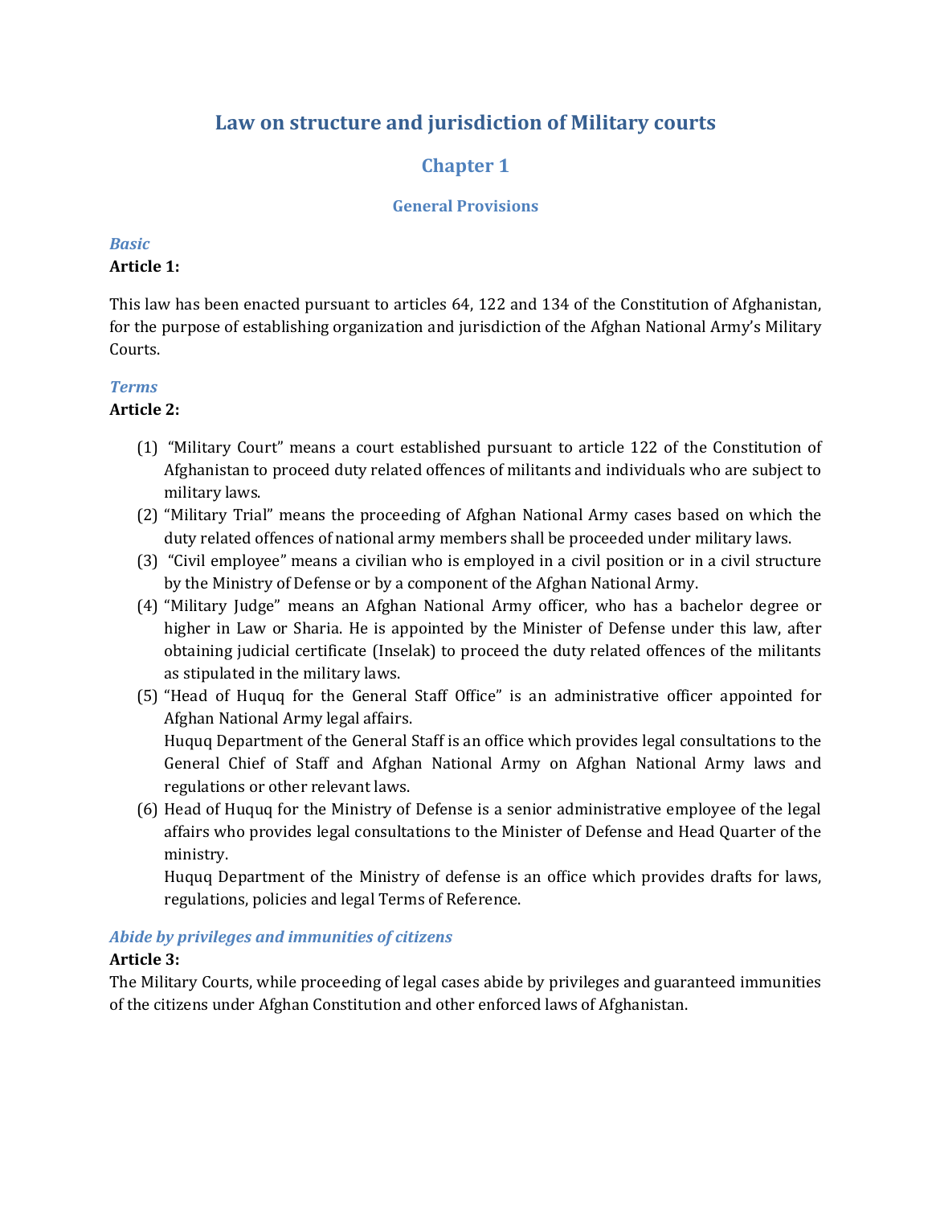# Law on structure and jurisdiction of Military courts

## Chapter 1

### General Provisions

*Basic*

**Article 1:**

This law has been enacted pursuant to articles 64, 122 and 134 of the Constitution of Afghanistan, for the purpose of establishing organization and jurisdiction of the Afghan National Army's Military Courts.

*Terms*

**Article 2:**

(1) "Military Court" means a court established pursuant to article 122 of the Constitution of Afghanistan to proceed duty related offences of militants and individuals who are subject to military laws.

(2) "Military Trial" means the proceeding of Afghan National Army cases based on which the duty related offences of national army members shall be proceeded under military laws.

(3) "Civil employee" means a civilian who is employed in a civil position or in a civil structure by the Ministry of Defense or by a component of the Afghan National Army.

(4) "Military Judge" means an Afghan National Army officer, who has a bachelor degree or higher in Law or Sharia. He is appointed by the Minister of Defense under this law, after obtaining judicial certificate (Inselak) to proceed the duty related offences of the militants as stipulated in the military laws.

(5) "Head of Huquq for the General Staff Office" is an administrative officer appointed for Afghan National Army legal affairs.
Huquq Department of the General Staff is an office which provides legal consultations to the General Chief of Staff and Afghan National Army on Afghan National Army laws and regulations or other relevant laws.

(6) Head of Huquq for the Ministry of Defense is a senior administrative employee of the legal affairs who provides legal consultations to the Minister of Defense and Head Quarter of the ministry.
Huquq Department of the Ministry of defense is an office which provides drafts for laws, regulations, policies and legal Terms of Reference.

*Abide by privileges and immunities of citizens*

**Article 3:**

The Military Courts, while proceeding of legal cases abide by privileges and guaranteed immunities of the citizens under Afghan Constitution and other enforced laws of Afghanistan.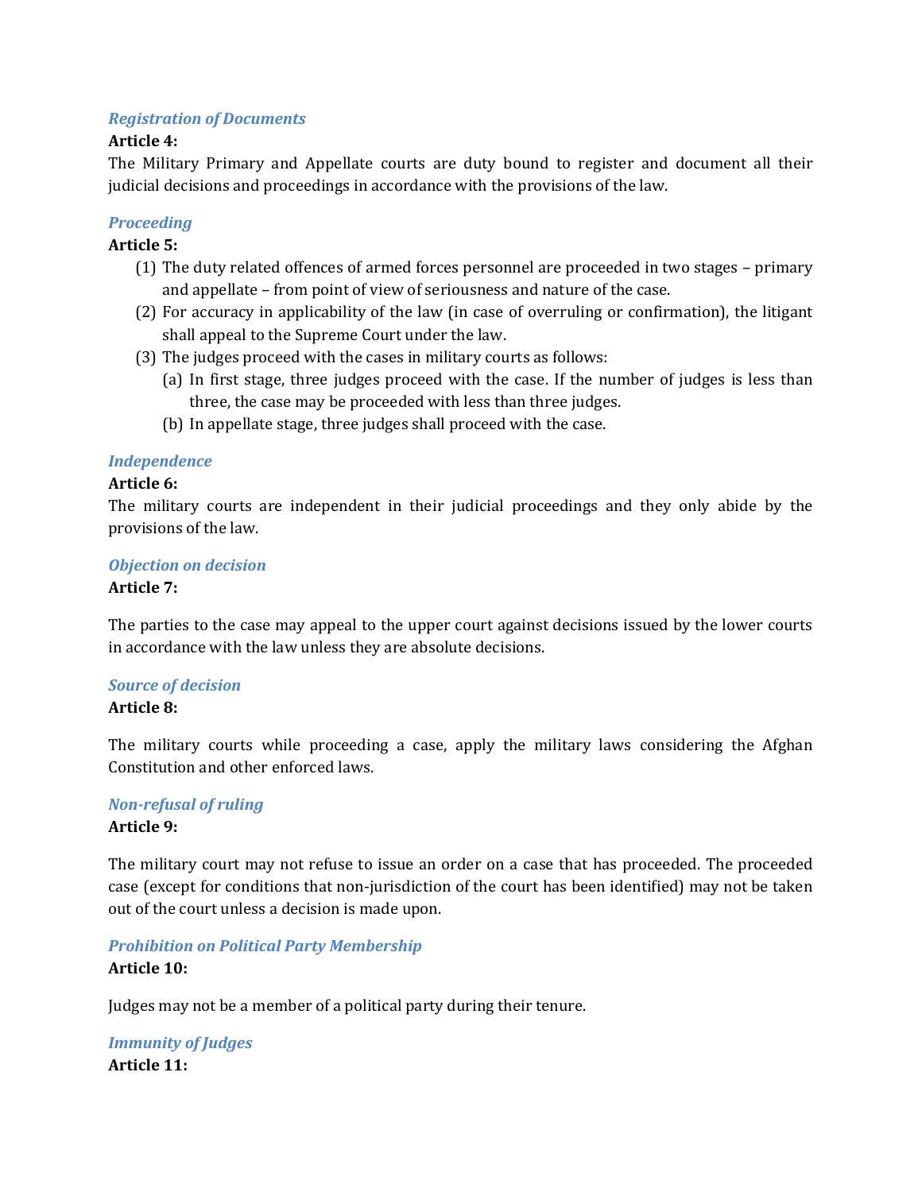*Registration of Documents*

**Article 4:**

The Military Primary and Appellate courts are duty bound to register and document all their judicial decisions and proceedings in accordance with the provisions of the law.

*Proceeding*

**Article 5:**

(1) The duty related offences of armed forces personnel are proceeded in two stages – primary and appellate – from point of view of seriousness and nature of the case.

(2) For accuracy in applicability of the law (in case of overruling or confirmation), the litigant shall appeal to the Supreme Court under the law.

(3) The judges proceed with the cases in military courts as follows:

  (a) In first stage, three judges proceed with the case. If the number of judges is less than three, the case may be proceeded with less than three judges.

  (b) In appellate stage, three judges shall proceed with the case.

*Independence*

**Article 6:**

The military courts are independent in their judicial proceedings and they only abide by the provisions of the law.

*Objection on decision*

**Article 7:**

The parties to the case may appeal to the upper court against decisions issued by the lower courts in accordance with the law unless they are absolute decisions.

*Source of decision*

**Article 8:**

The military courts while proceeding a case, apply the military laws considering the Afghan Constitution and other enforced laws.

*Non-refusal of ruling*

**Article 9:**

The military court may not refuse to issue an order on a case that has proceeded. The proceeded case (except for conditions that non-jurisdiction of the court has been identified) may not be taken out of the court unless a decision is made upon.

*Prohibition on Political Party Membership*

**Article 10:**

Judges may not be a member of a political party during their tenure.

*Immunity of Judges*

**Article 11:**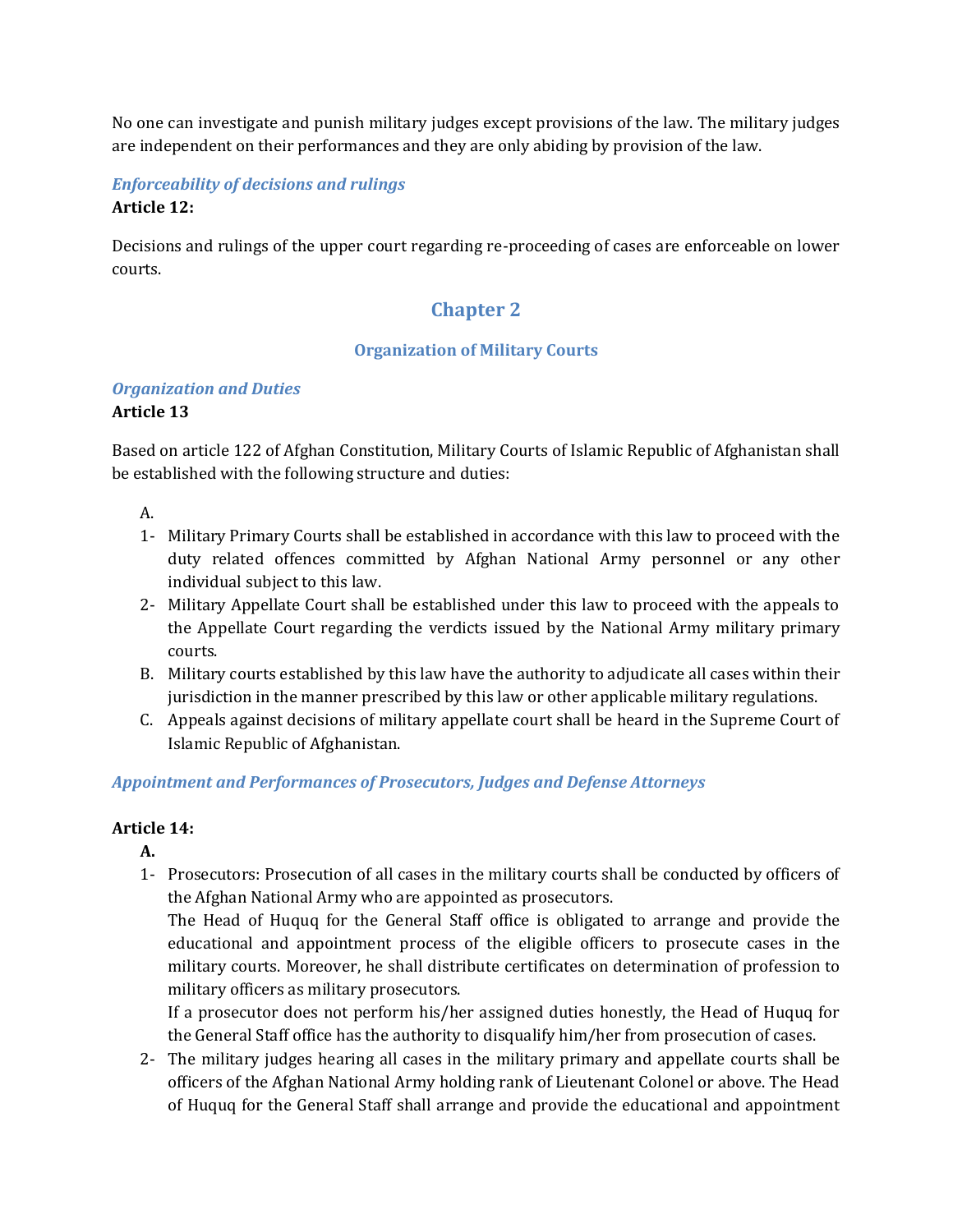No one can investigate and punish military judges except provisions of the law. The military judges are independent on their performances and they are only abiding by provision of the law.

*Enforceability of decisions and rulings*

**Article 12:**

Decisions and rulings of the upper court regarding re-proceeding of cases are enforceable on lower courts.

## Chapter 2

### Organization of Military Courts

*Organization and Duties*

**Article 13**

Based on article 122 of Afghan Constitution, Military Courts of Islamic Republic of Afghanistan shall be established with the following structure and duties:

A.

1- Military Primary Courts shall be established in accordance with this law to proceed with the duty related offences committed by Afghan National Army personnel or any other individual subject to this law.

2- Military Appellate Court shall be established under this law to proceed with the appeals to the Appellate Court regarding the verdicts issued by the National Army military primary courts.

B. Military courts established by this law have the authority to adjudicate all cases within their jurisdiction in the manner prescribed by this law or other applicable military regulations.

C. Appeals against decisions of military appellate court shall be heard in the Supreme Court of Islamic Republic of Afghanistan.

*Appointment and Performances of Prosecutors, Judges and Defense Attorneys*

**Article 14:**

**A.**

1- Prosecutors: Prosecution of all cases in the military courts shall be conducted by officers of the Afghan National Army who are appointed as prosecutors.

The Head of Huquq for the General Staff office is obligated to arrange and provide the educational and appointment process of the eligible officers to prosecute cases in the military courts. Moreover, he shall distribute certificates on determination of profession to military officers as military prosecutors.

If a prosecutor does not perform his/her assigned duties honestly, the Head of Huquq for the General Staff office has the authority to disqualify him/her from prosecution of cases.

2- The military judges hearing all cases in the military primary and appellate courts shall be officers of the Afghan National Army holding rank of Lieutenant Colonel or above. The Head of Huquq for the General Staff shall arrange and provide the educational and appointment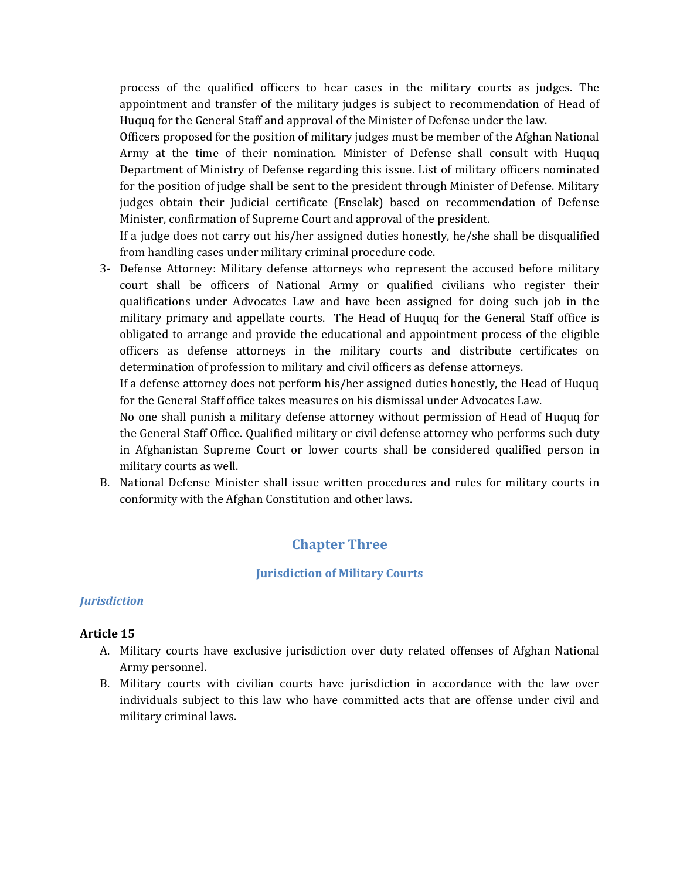process of the qualified officers to hear cases in the military courts as judges. The appointment and transfer of the military judges is subject to recommendation of Head of Huquq for the General Staff and approval of the Minister of Defense under the law.

Officers proposed for the position of military judges must be member of the Afghan National Army at the time of their nomination. Minister of Defense shall consult with Huquq Department of Ministry of Defense regarding this issue. List of military officers nominated for the position of judge shall be sent to the president through Minister of Defense. Military judges obtain their Judicial certificate (Enselak) based on recommendation of Defense Minister, confirmation of Supreme Court and approval of the president.

If a judge does not carry out his/her assigned duties honestly, he/she shall be disqualified from handling cases under military criminal procedure code.

3- Defense Attorney: Military defense attorneys who represent the accused before military court shall be officers of National Army or qualified civilians who register their qualifications under Advocates Law and have been assigned for doing such job in the military primary and appellate courts. The Head of Huquq for the General Staff office is obligated to arrange and provide the educational and appointment process of the eligible officers as defense attorneys in the military courts and distribute certificates on determination of profession to military and civil officers as defense attorneys.

   If a defense attorney does not perform his/her assigned duties honestly, the Head of Huquq for the General Staff office takes measures on his dismissal under Advocates Law.

   No one shall punish a military defense attorney without permission of Head of Huquq for the General Staff Office. Qualified military or civil defense attorney who performs such duty in Afghanistan Supreme Court or lower courts shall be considered qualified person in military courts as well.

B. National Defense Minister shall issue written procedures and rules for military courts in conformity with the Afghan Constitution and other laws.

## Chapter Three

### Jurisdiction of Military Courts

*Jurisdiction*

**Article 15**

A. Military courts have exclusive jurisdiction over duty related offenses of Afghan National Army personnel.

B. Military courts with civilian courts have jurisdiction in accordance with the law over individuals subject to this law who have committed acts that are offense under civil and military criminal laws.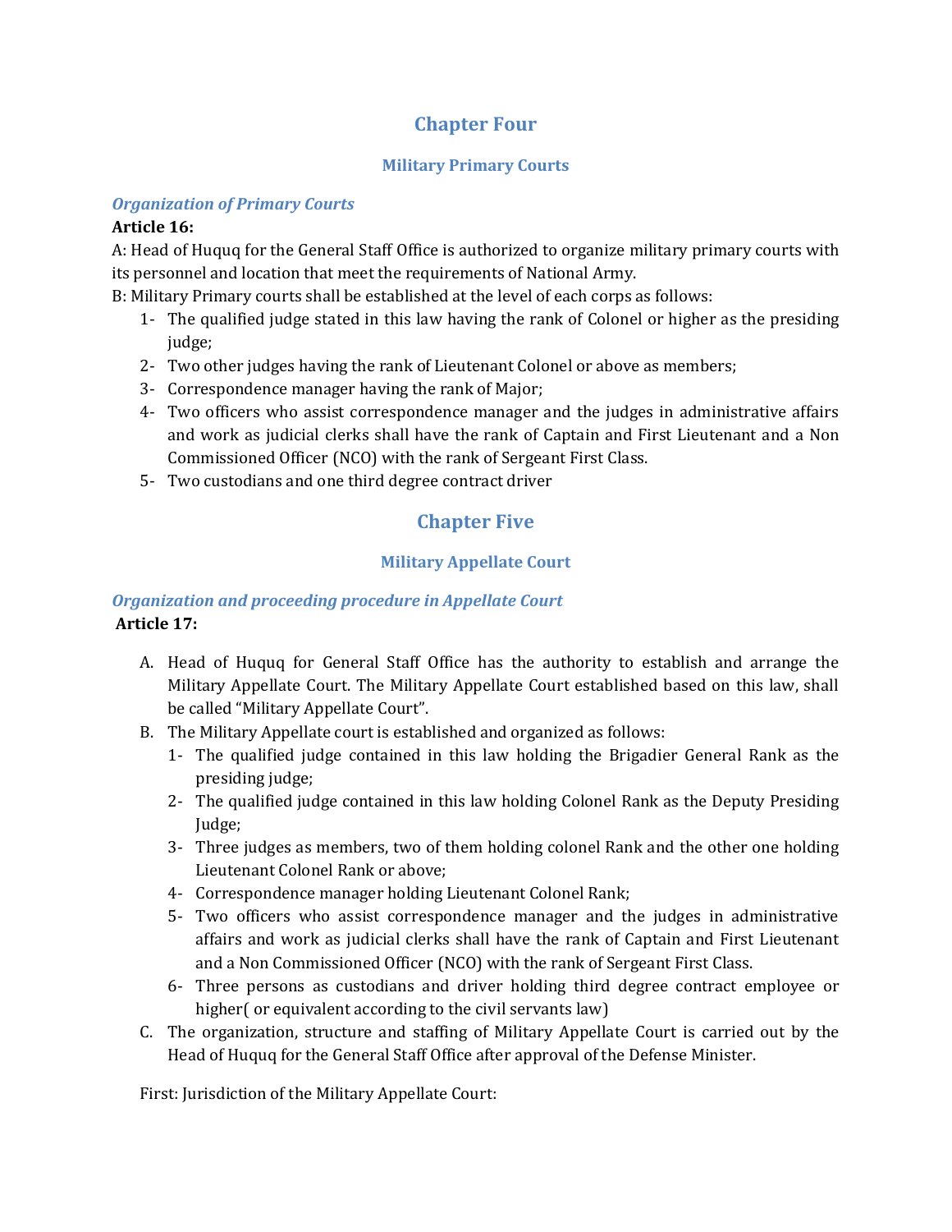## Chapter Four

### Military Primary Courts

#### *Organization of Primary Courts*

**Article 16:**

A: Head of Huquq for the General Staff Office is authorized to organize military primary courts with its personnel and location that meet the requirements of National Army.

B: Military Primary courts shall be established at the level of each corps as follows:

1- The qualified judge stated in this law having the rank of Colonel or higher as the presiding judge;
2- Two other judges having the rank of Lieutenant Colonel or above as members;
3- Correspondence manager having the rank of Major;
4- Two officers who assist correspondence manager and the judges in administrative affairs and work as judicial clerks shall have the rank of Captain and First Lieutenant and a Non Commissioned Officer (NCO) with the rank of Sergeant First Class.
5- Two custodians and one third degree contract driver

## Chapter Five

### Military Appellate Court

#### *Organization and proceeding procedure in Appellate Court*

**Article 17:**

A. Head of Huquq for General Staff Office has the authority to establish and arrange the Military Appellate Court. The Military Appellate Court established based on this law, shall be called "Military Appellate Court".
B. The Military Appellate court is established and organized as follows:
   1- The qualified judge contained in this law holding the Brigadier General Rank as the presiding judge;
   2- The qualified judge contained in this law holding Colonel Rank as the Deputy Presiding Judge;
   3- Three judges as members, two of them holding colonel Rank and the other one holding Lieutenant Colonel Rank or above;
   4- Correspondence manager holding Lieutenant Colonel Rank;
   5- Two officers who assist correspondence manager and the judges in administrative affairs and work as judicial clerks shall have the rank of Captain and First Lieutenant and a Non Commissioned Officer (NCO) with the rank of Sergeant First Class.
   6- Three persons as custodians and driver holding third degree contract employee or higher( or equivalent according to the civil servants law)
C. The organization, structure and staffing of Military Appellate Court is carried out by the Head of Huquq for the General Staff Office after approval of the Defense Minister.

First: Jurisdiction of the Military Appellate Court: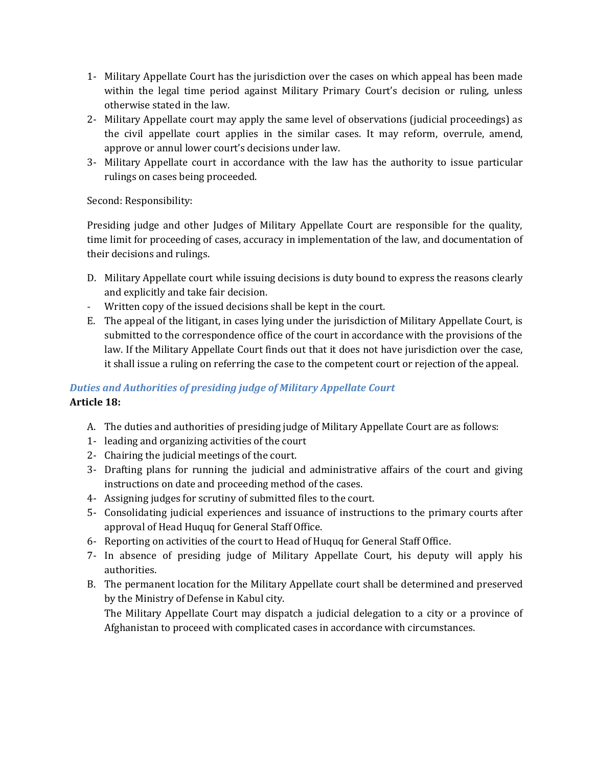1- Military Appellate Court has the jurisdiction over the cases on which appeal has been made within the legal time period against Military Primary Court's decision or ruling, unless otherwise stated in the law.
2- Military Appellate court may apply the same level of observations (judicial proceedings) as the civil appellate court applies in the similar cases. It may reform, overrule, amend, approve or annul lower court's decisions under law.
3- Military Appellate court in accordance with the law has the authority to issue particular rulings on cases being proceeded.

Second: Responsibility:

Presiding judge and other Judges of Military Appellate Court are responsible for the quality, time limit for proceeding of cases, accuracy in implementation of the law, and documentation of their decisions and rulings.

D. Military Appellate court while issuing decisions is duty bound to express the reasons clearly and explicitly and take fair decision.
- Written copy of the issued decisions shall be kept in the court.

E. The appeal of the litigant, in cases lying under the jurisdiction of Military Appellate Court, is submitted to the correspondence office of the court in accordance with the provisions of the law. If the Military Appellate Court finds out that it does not have jurisdiction over the case, it shall issue a ruling on referring the case to the competent court or rejection of the appeal.

### *Duties and Authorities of presiding judge of Military Appellate Court*

**Article 18:**

A. The duties and authorities of presiding judge of Military Appellate Court are as follows:
1- leading and organizing activities of the court
2- Chairing the judicial meetings of the court.
3- Drafting plans for running the judicial and administrative affairs of the court and giving instructions on date and proceeding method of the cases.
4- Assigning judges for scrutiny of submitted files to the court.
5- Consolidating judicial experiences and issuance of instructions to the primary courts after approval of Head Huquq for General Staff Office.
6- Reporting on activities of the court to Head of Huquq for General Staff Office.
7- In absence of presiding judge of Military Appellate Court, his deputy will apply his authorities.

B. The permanent location for the Military Appellate court shall be determined and preserved by the Ministry of Defense in Kabul city.
The Military Appellate Court may dispatch a judicial delegation to a city or a province of Afghanistan to proceed with complicated cases in accordance with circumstances.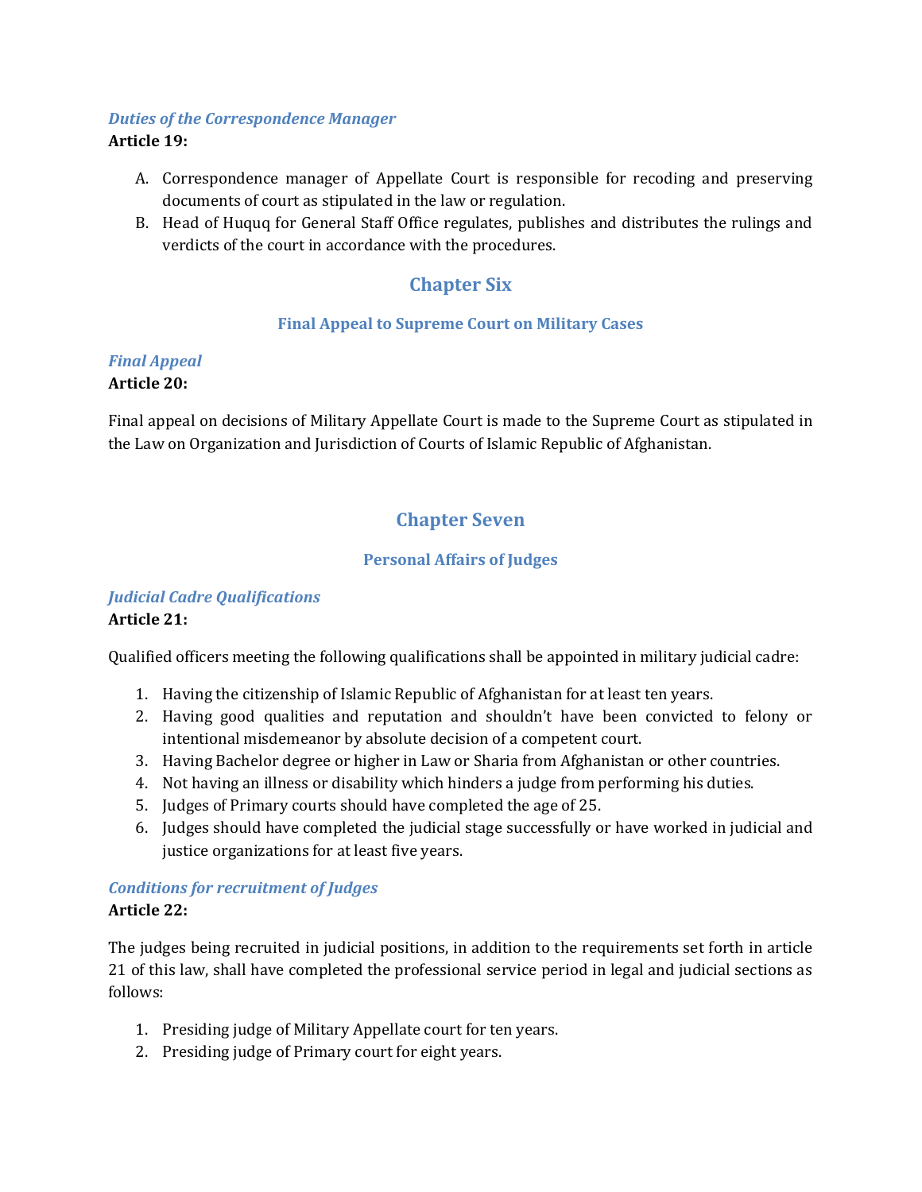### *Duties of the Correspondence Manager*

**Article 19:**

A. Correspondence manager of Appellate Court is responsible for recoding and preserving documents of court as stipulated in the law or regulation.
B. Head of Huquq for General Staff Office regulates, publishes and distributes the rulings and verdicts of the court in accordance with the procedures.

## Chapter Six

### Final Appeal to Supreme Court on Military Cases

### *Final Appeal*

**Article 20:**

Final appeal on decisions of Military Appellate Court is made to the Supreme Court as stipulated in the Law on Organization and Jurisdiction of Courts of Islamic Republic of Afghanistan.

## Chapter Seven

### Personal Affairs of Judges

### *Judicial Cadre Qualifications*

**Article 21:**

Qualified officers meeting the following qualifications shall be appointed in military judicial cadre:

1. Having the citizenship of Islamic Republic of Afghanistan for at least ten years.
2. Having good qualities and reputation and shouldn't have been convicted to felony or intentional misdemeanor by absolute decision of a competent court.
3. Having Bachelor degree or higher in Law or Sharia from Afghanistan or other countries.
4. Not having an illness or disability which hinders a judge from performing his duties.
5. Judges of Primary courts should have completed the age of 25.
6. Judges should have completed the judicial stage successfully or have worked in judicial and justice organizations for at least five years.

### *Conditions for recruitment of Judges*

**Article 22:**

The judges being recruited in judicial positions, in addition to the requirements set forth in article 21 of this law, shall have completed the professional service period in legal and judicial sections as follows:

1. Presiding judge of Military Appellate court for ten years.
2. Presiding judge of Primary court for eight years.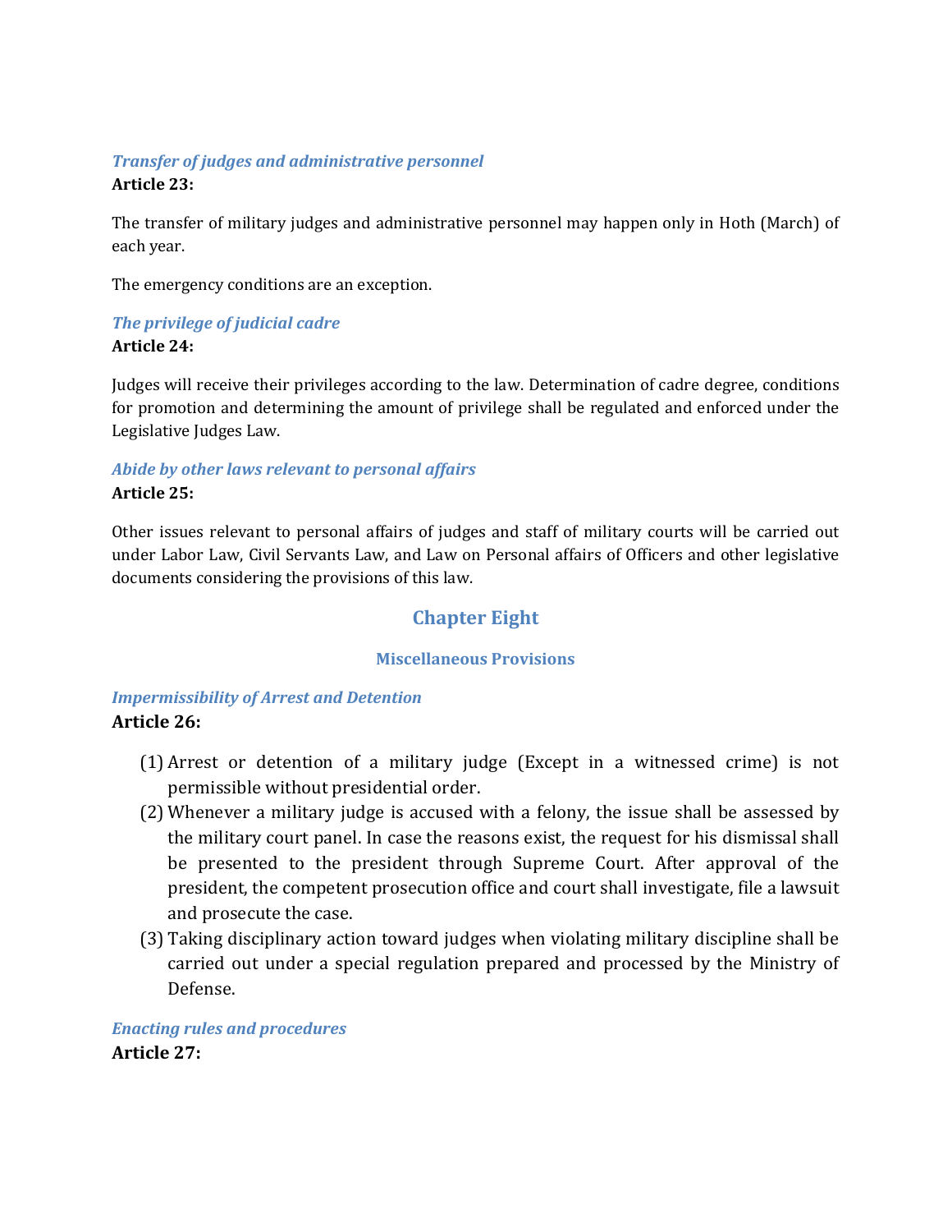*Transfer of judges and administrative personnel*
**Article 23:**

The transfer of military judges and administrative personnel may happen only in Hoth (March) of each year.

The emergency conditions are an exception.

*The privilege of judicial cadre*
**Article 24:**

Judges will receive their privileges according to the law. Determination of cadre degree, conditions for promotion and determining the amount of privilege shall be regulated and enforced under the Legislative Judges Law.

*Abide by other laws relevant to personal affairs*
**Article 25:**

Other issues relevant to personal affairs of judges and staff of military courts will be carried out under Labor Law, Civil Servants Law, and Law on Personal affairs of Officers and other legislative documents considering the provisions of this law.

## Chapter Eight

### Miscellaneous Provisions

*Impermissibility of Arrest and Detention*
**Article 26:**

(1) Arrest or detention of a military judge (Except in a witnessed crime) is not permissible without presidential order.
(2) Whenever a military judge is accused with a felony, the issue shall be assessed by the military court panel. In case the reasons exist, the request for his dismissal shall be presented to the president through Supreme Court. After approval of the president, the competent prosecution office and court shall investigate, file a lawsuit and prosecute the case.
(3) Taking disciplinary action toward judges when violating military discipline shall be carried out under a special regulation prepared and processed by the Ministry of Defense.

*Enacting rules and procedures*
**Article 27:**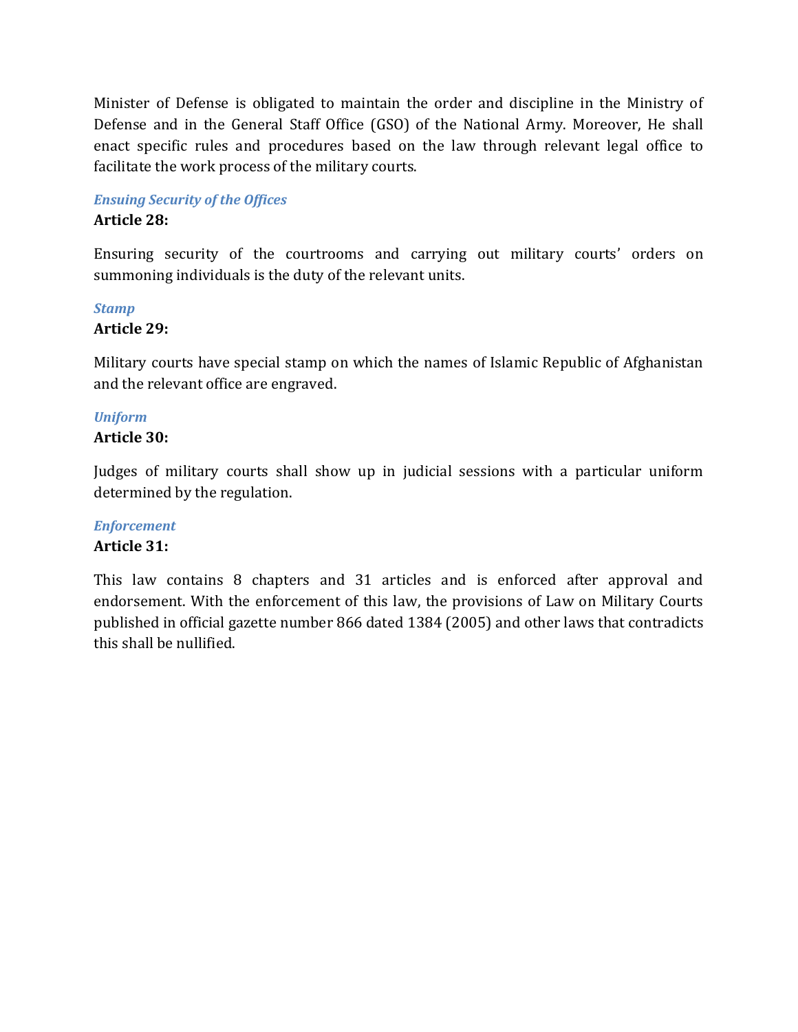Minister of Defense is obligated to maintain the order and discipline in the Ministry of Defense and in the General Staff Office (GSO) of the National Army. Moreover, He shall enact specific rules and procedures based on the law through relevant legal office to facilitate the work process of the military courts.

***Ensuing Security of the Offices***

**Article 28:**

Ensuring security of the courtrooms and carrying out military courts' orders on summoning individuals is the duty of the relevant units.

***Stamp***

**Article 29:**

Military courts have special stamp on which the names of Islamic Republic of Afghanistan and the relevant office are engraved.

***Uniform***

**Article 30:**

Judges of military courts shall show up in judicial sessions with a particular uniform determined by the regulation.

***Enforcement***

**Article 31:**

This law contains 8 chapters and 31 articles and is enforced after approval and endorsement. With the enforcement of this law, the provisions of Law on Military Courts published in official gazette number 866 dated 1384 (2005) and other laws that contradicts this shall be nullified.